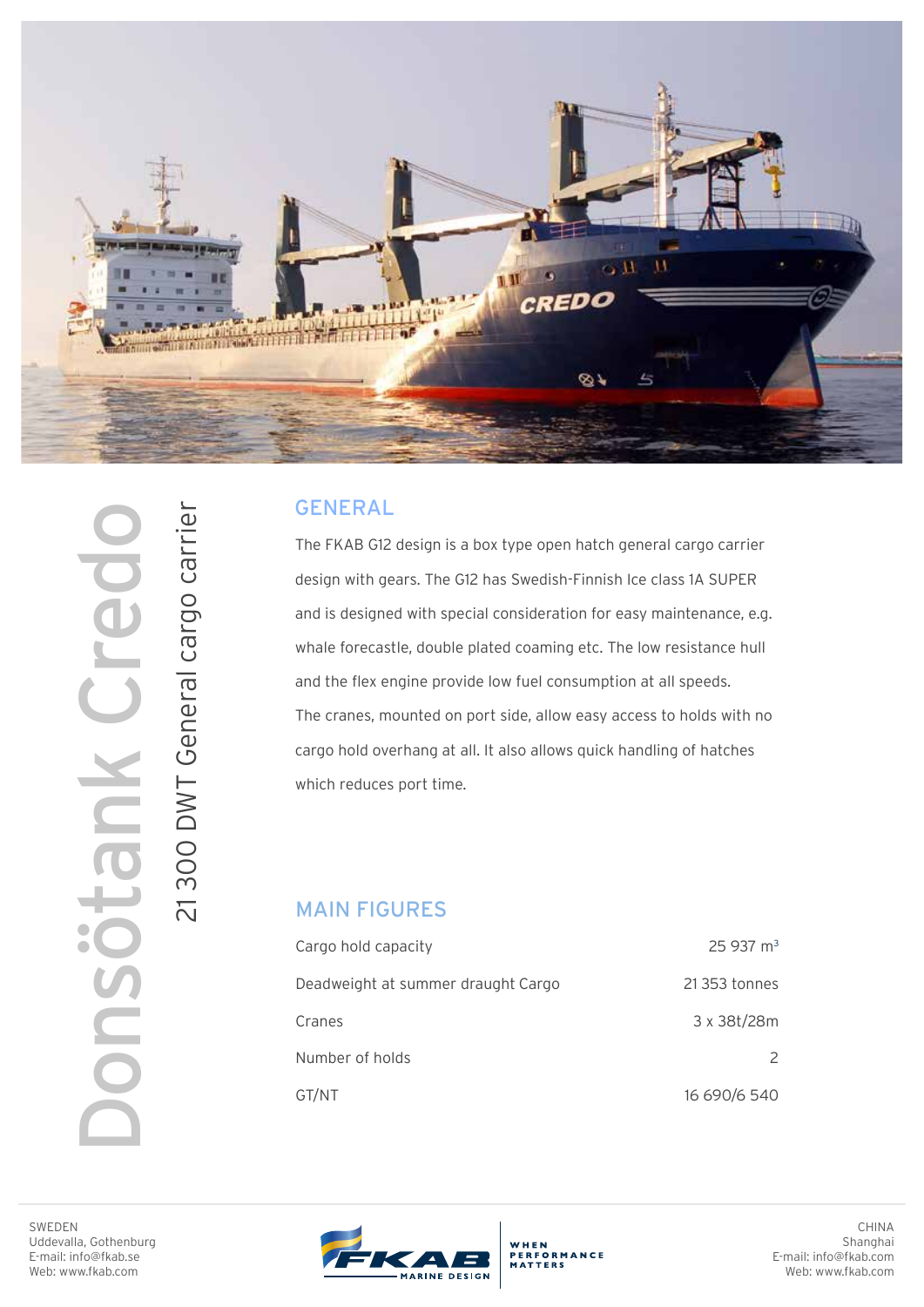# Donsötank Credo

## 21 300 DWT General cargo carrier

## GENERAL

The FKAB G12 design is a box type open hatch general cargo carrier design with gears. The G12 has Swedish-Finnish Ice class 1A SUPER and is designed with special consideration for easy maintenance, e.g. whale forecastle, double plated coaming etc. The low resistance hull and the flex engine provide low fuel consumption at all speeds. The cranes, mounted on port side, allow easy access to holds with no cargo hold overhang at all. It also allows quick handling of hatches which reduces port time.

## MAIN FIGURES

| | |
|---|---|
| Cargo hold capacity | 25 937 m³ |
| Deadweight at summer draught Cargo | 21 353 tonnes |
| Cranes | 3 x 38t/28m |
| Number of holds | 2 |
| GT/NT | 16 690/6 540 |

SWEDEN
Uddevalla, Gothenburg
E-mail: info@fkab.se
Web: www.fkab.com

FKAB MARINE DESIGN — WHEN PERFORMANCE MATTERS

CHINA
Shanghai
E-mail: info@fkab.com
Web: www.fkab.com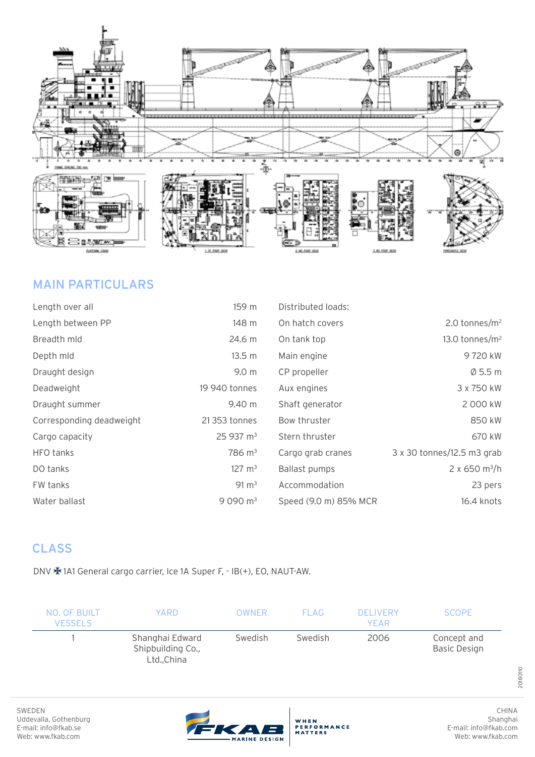## MAIN PARTICULARS

| | | | |
|---|---|---|---|
| Length over all | 159 m | Distributed loads: | |
| Length between PP | 148 m | On hatch covers | 2.0 tonnes/m$^2$ |
| Breadth mld | 24.6 m | On tank top | 13.0 tonnes/m$^2$ |
| Depth mld | 13.5 m | Main engine | 9 720 kW |
| Draught design | 9.0 m | CP propeller | Ø 5.5 m |
| Deadweight | 19 940 tonnes | Aux engines | 3 x 750 kW |
| Draught summer | 9.40 m | Shaft generator | 2 000 kW |
| Corresponding deadweight | 21 353 tonnes | Bow thruster | 850 kW |
| Cargo capacity | 25 937 m$^3$ | Stern thruster | 670 kW |
| HFO tanks | 786 m$^3$ | Cargo grab cranes | 3 x 30 tonnes/12.5 m3 grab |
| DO tanks | 127 m$^3$ | Ballast pumps | 2 x 650 m$^3$/h |
| FW tanks | 91 m$^3$ | Accommodation | 23 pers |
| Water ballast | 9 090 m$^3$ | Speed (9.0 m) 85% MCR | 16.4 knots |

## CLASS

DNV ✠1A1 General cargo carrier, Ice 1A Super F, - IB(+), EO, NAUT-AW.

| NO. OF BUILT VESSELS | YARD | OWNER | FLAG | DELIVERY YEAR | SCOPE |
|---|---|---|---|---|---|
| 1 | Shanghai Edward Shipbuilding Co., Ltd.,China | Swedish | Swedish | 2006 | Concept and Basic Design |

2018010

SWEDEN
Uddevalla, Gothenburg
E-mail: info@fkab.se
Web: www.fkab.com

FKAB MARINE DESIGN — WHEN PERFORMANCE MATTERS

CHINA
Shanghai
E-mail: info@fkab.com
Web: www.fkab.com